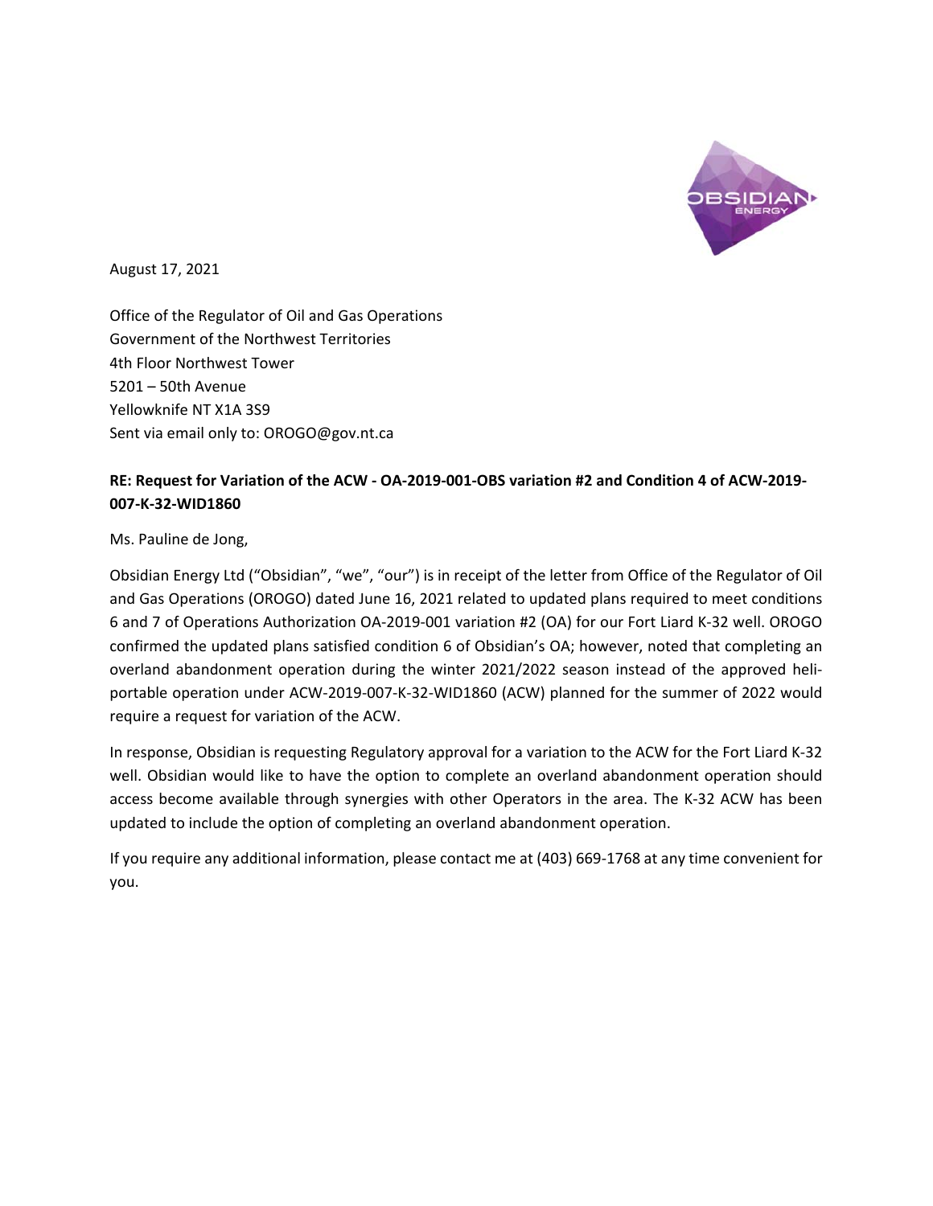August 17, 2021

Office of the Regulator of Oil and Gas Operations
Government of the Northwest Territories
4th Floor Northwest Tower
5201 – 50th Avenue
Yellowknife NT X1A 3S9
Sent via email only to: OROGO@gov.nt.ca

**RE: Request for Variation of the ACW - OA-2019-001-OBS variation #2 and Condition 4 of ACW-2019-007-K-32-WID1860**

Ms. Pauline de Jong,

Obsidian Energy Ltd ("Obsidian", "we", "our") is in receipt of the letter from Office of the Regulator of Oil and Gas Operations (OROGO) dated June 16, 2021 related to updated plans required to meet conditions 6 and 7 of Operations Authorization OA-2019-001 variation #2 (OA) for our Fort Liard K-32 well. OROGO confirmed the updated plans satisfied condition 6 of Obsidian's OA; however, noted that completing an overland abandonment operation during the winter 2021/2022 season instead of the approved heli-portable operation under ACW-2019-007-K-32-WID1860 (ACW) planned for the summer of 2022 would require a request for variation of the ACW.

In response, Obsidian is requesting Regulatory approval for a variation to the ACW for the Fort Liard K-32 well. Obsidian would like to have the option to complete an overland abandonment operation should access become available through synergies with other Operators in the area. The K-32 ACW has been updated to include the option of completing an overland abandonment operation.

If you require any additional information, please contact me at (403) 669-1768 at any time convenient for you.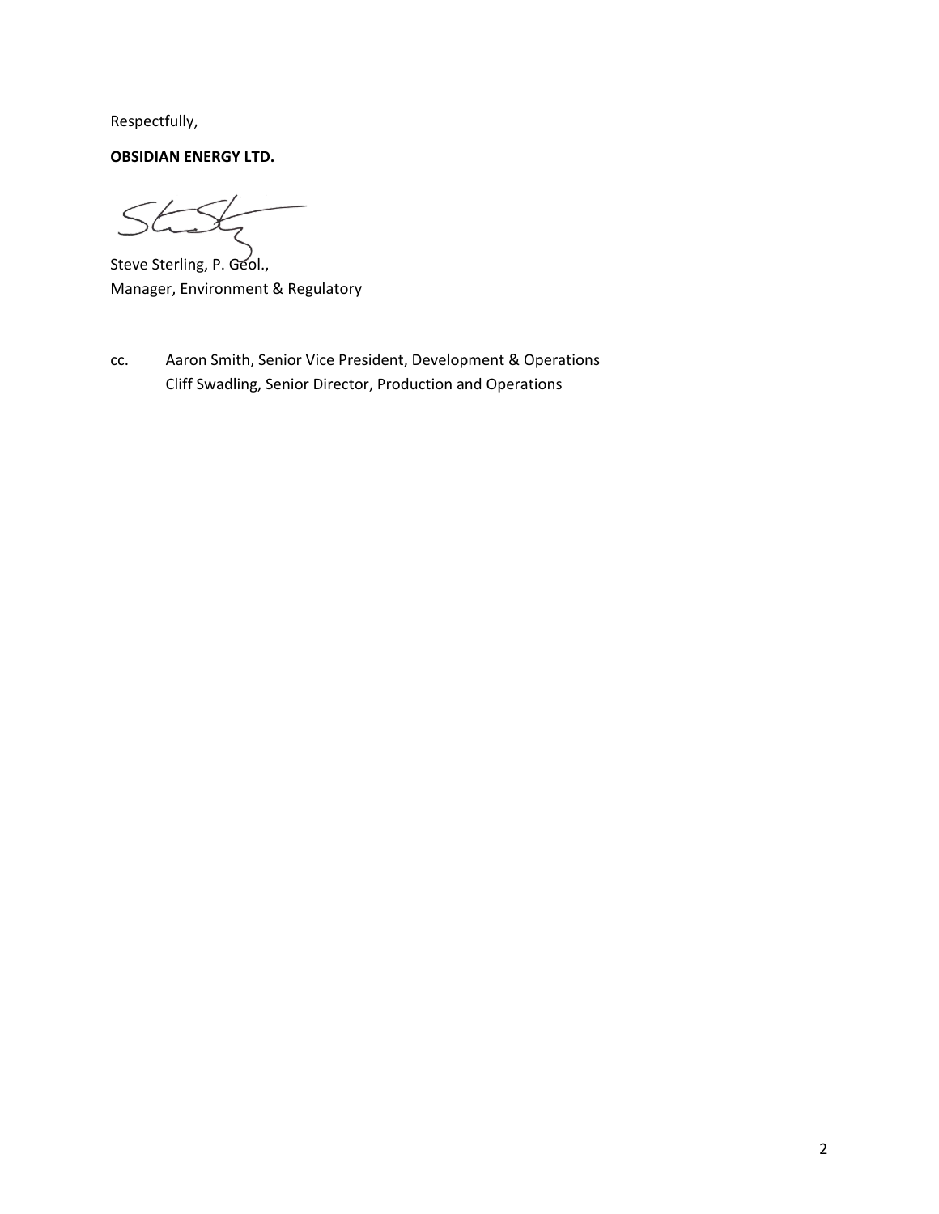Respectfully,

**OBSIDIAN ENERGY LTD.**

Steve Sterling, P. Geol.,
Manager, Environment & Regulatory

cc. Aaron Smith, Senior Vice President, Development & Operations
Cliff Swadling, Senior Director, Production and Operations